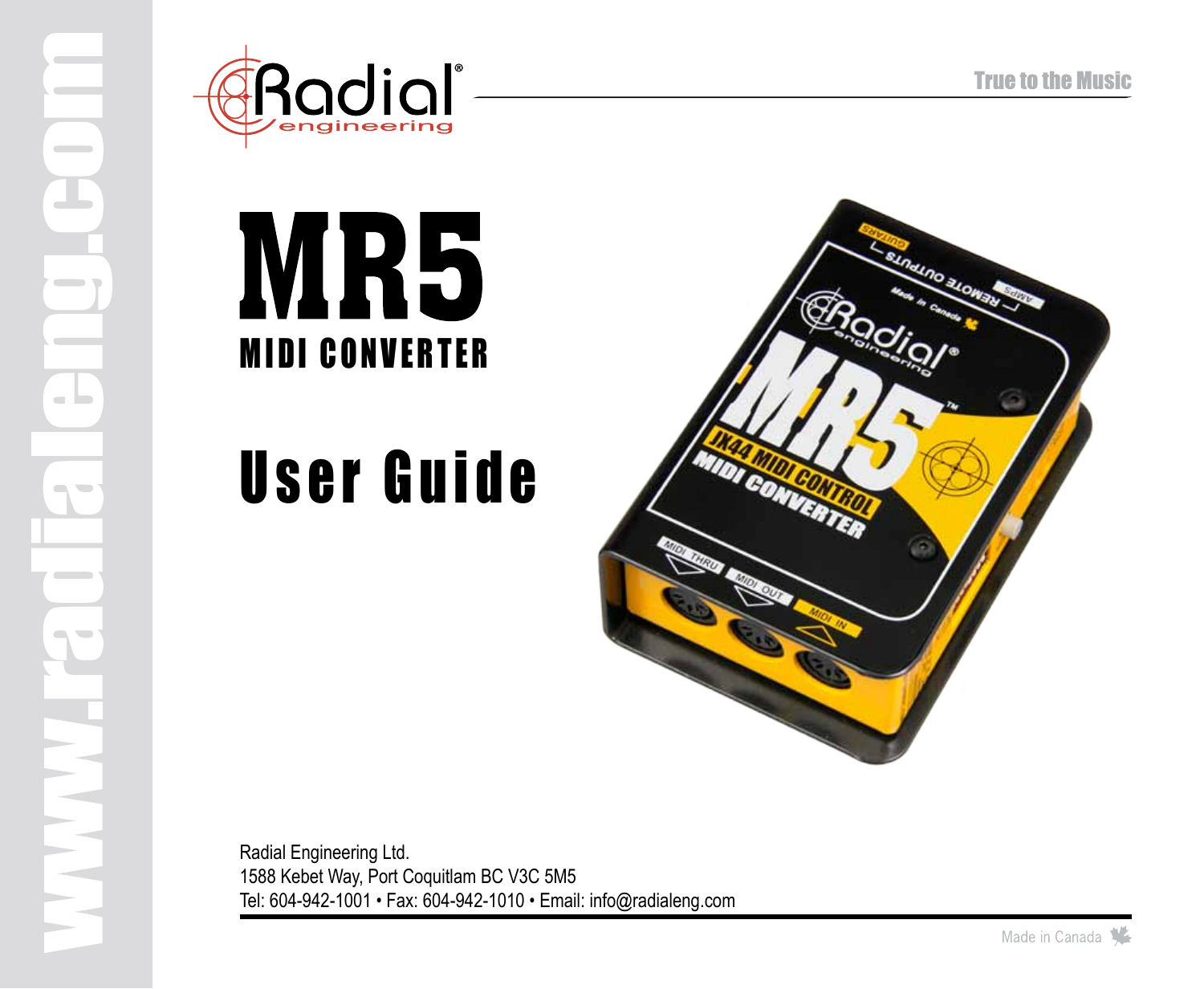# MR5

## MIDI CONVERTER

# User Guide

Radial Engineering Ltd.
1588 Kebet Way, Port Coquitlam BC V3C 5M5
Tel: 604-942-1001 • Fax: 604-942-1010 • Email: info@radialeng.com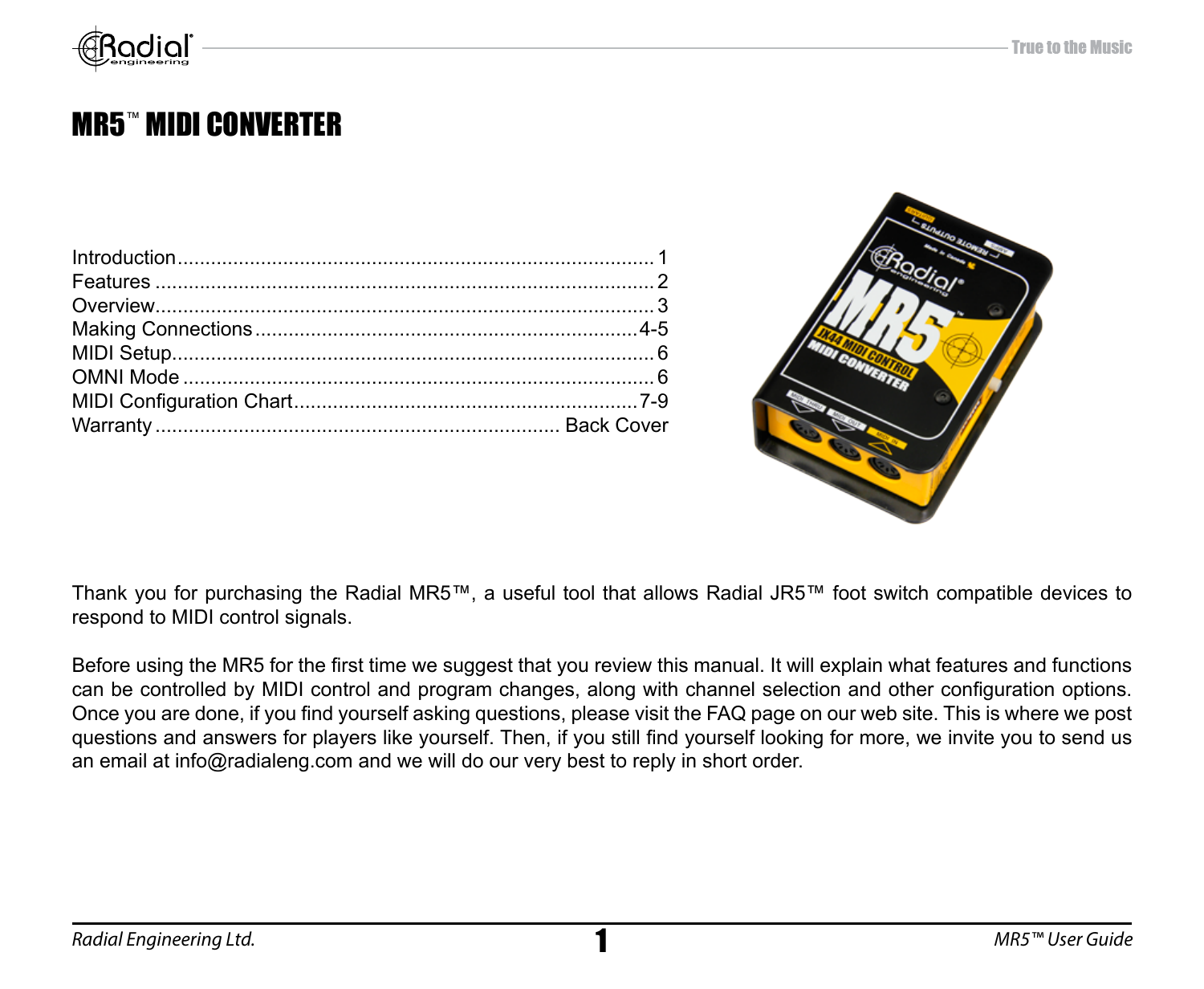# MR5™ MIDI CONVERTER

| | |
|---|---|
| Introduction | 1 |
| Features | 2 |
| Overview | 3 |
| Making Connections | 4-5 |
| MIDI Setup | 6 |
| OMNI Mode | 6 |
| MIDI Configuration Chart | 7-9 |
| Warranty | Back Cover |

Thank you for purchasing the Radial MR5™, a useful tool that allows Radial JR5™ foot switch compatible devices to respond to MIDI control signals.

Before using the MR5 for the first time we suggest that you review this manual. It will explain what features and functions can be controlled by MIDI control and program changes, along with channel selection and other configuration options. Once you are done, if you find yourself asking questions, please visit the FAQ page on our web site. This is where we post questions and answers for players like yourself. Then, if you still find yourself looking for more, we invite you to send us an email at info@radialeng.com and we will do our very best to reply in short order.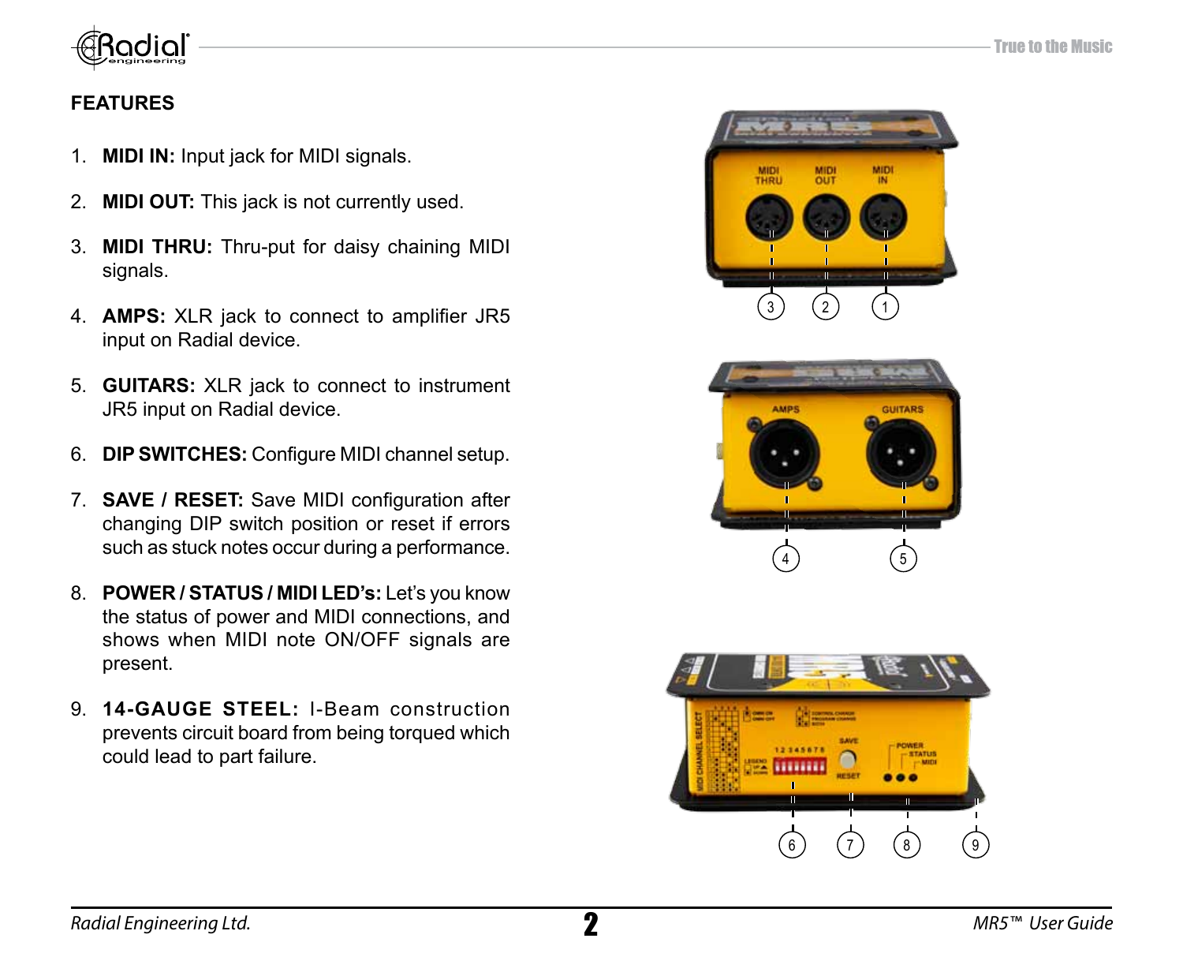## FEATURES

1. **MIDI IN:** Input jack for MIDI signals.
2. **MIDI OUT:** This jack is not currently used.
3. **MIDI THRU:** Thru-put for daisy chaining MIDI signals.
4. **AMPS:** XLR jack to connect to amplifier JR5 input on Radial device.
5. **GUITARS:** XLR jack to connect to instrument JR5 input on Radial device.
6. **DIP SWITCHES:** Configure MIDI channel setup.
7. **SAVE / RESET:** Save MIDI configuration after changing DIP switch position or reset if errors such as stuck notes occur during a performance.
8. **POWER / STATUS / MIDI LED's:** Let's you know the status of power and MIDI connections, and shows when MIDI note ON/OFF signals are present.
9. **14-GAUGE STEEL:** I-Beam construction prevents circuit board from being torqued which could lead to part failure.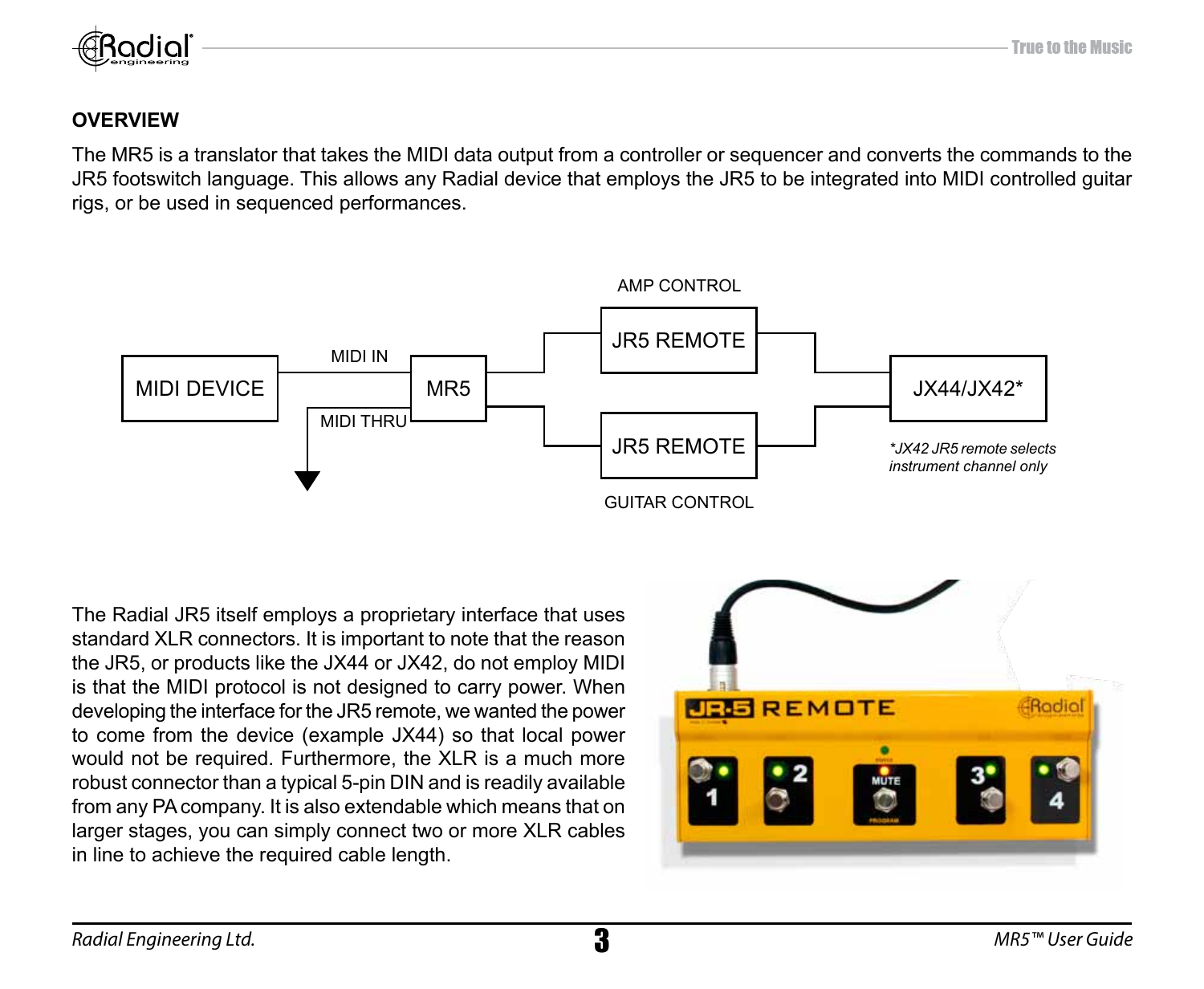## OVERVIEW

The MR5 is a translator that takes the MIDI data output from a controller or sequencer and converts the commands to the JR5 footswitch language. This allows any Radial device that employs the JR5 to be integrated into MIDI controlled guitar rigs, or be used in sequenced performances.

AMP CONTROL

MIDI DEVICE — MIDI IN — MR5 — JR5 REMOTE — JX44/JX42*

MIDI THRU

JR5 REMOTE

GUITAR CONTROL

*\*JX42 JR5 remote selects instrument channel only*

The Radial JR5 itself employs a proprietary interface that uses standard XLR connectors. It is important to note that the reason the JR5, or products like the JX44 or JX42, do not employ MIDI is that the MIDI protocol is not designed to carry power. When developing the interface for the JR5 remote, we wanted the power to come from the device (example JX44) so that local power would not be required. Furthermore, the XLR is a much more robust connector than a typical 5-pin DIN and is readily available from any PA company. It is also extendable which means that on larger stages, you can simply connect two or more XLR cables in line to achieve the required cable length.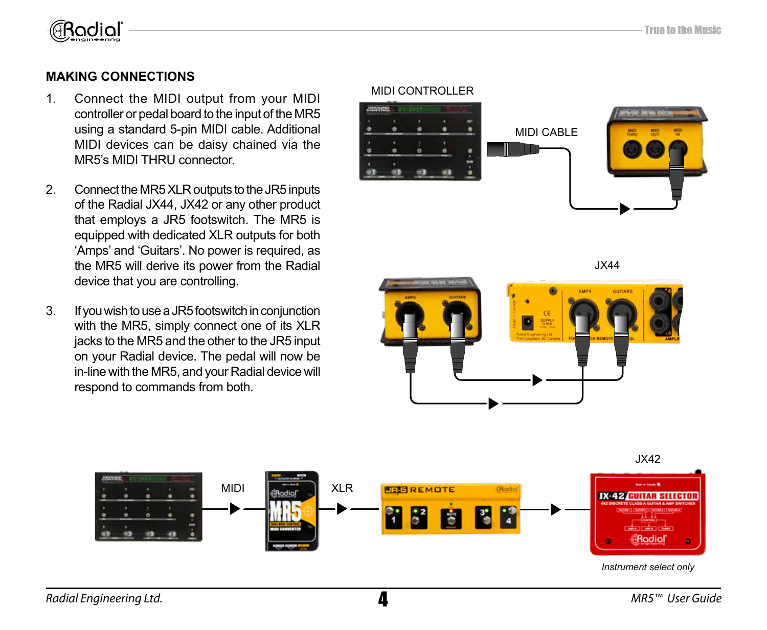## MAKING CONNECTIONS

1. Connect the MIDI output from your MIDI controller or pedal board to the input of the MR5 using a standard 5-pin MIDI cable. Additional MIDI devices can be daisy chained via the MR5's MIDI THRU connector.

2. Connect the MR5 XLR outputs to the JR5 inputs of the Radial JX44, JX42 or any other product that employs a JR5 footswitch. The MR5 is equipped with dedicated XLR outputs for both 'Amps' and 'Guitars'. No power is required, as the MR5 will derive its power from the Radial device that you are controlling.

3. If you wish to use a JR5 footswitch in conjunction with the MR5, simply connect one of its XLR jacks to the MR5 and the other to the JR5 input on your Radial device. The pedal will now be in-line with the MR5, and your Radial device will respond to commands from both.

MIDI CONTROLLER

MIDI CABLE

JX44

MIDI

XLR

JX42

*Instrument select only*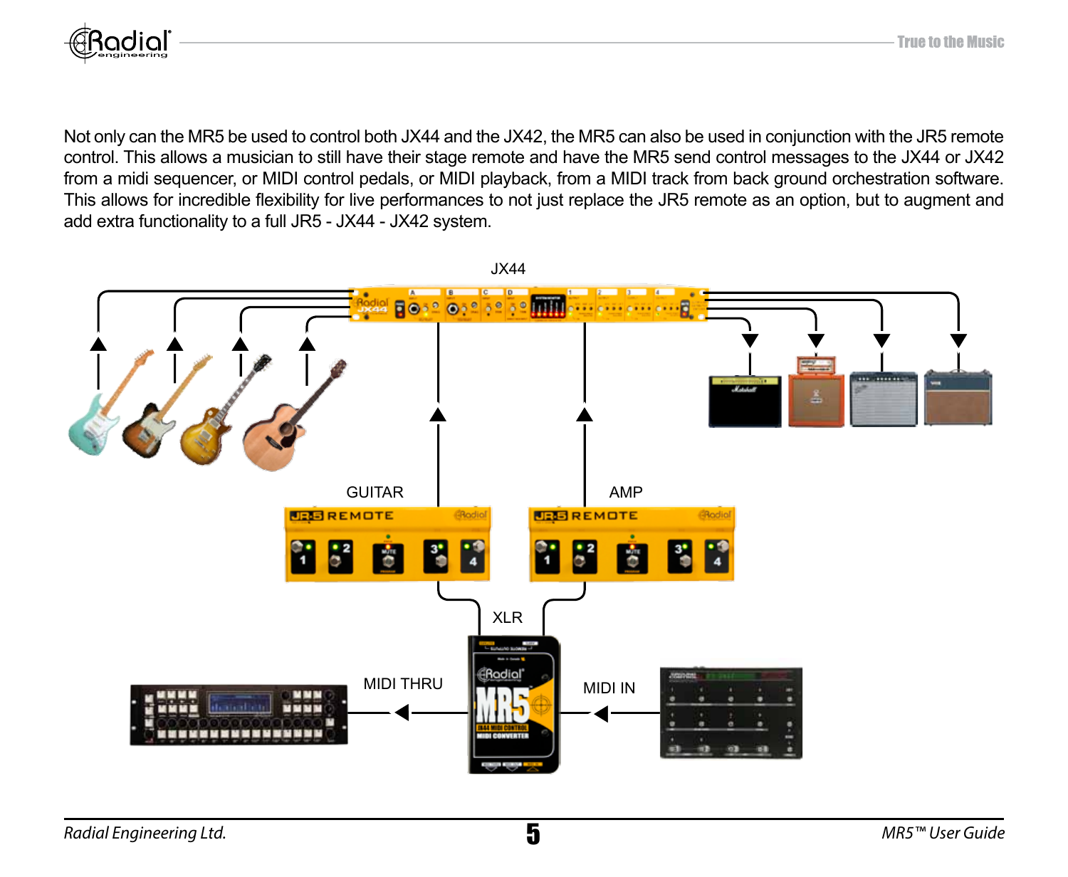Not only can the MR5 be used to control both JX44 and the JX42, the MR5 can also be used in conjunction with the JR5 remote control. This allows a musician to still have their stage remote and have the MR5 send control messages to the JX44 or JX42 from a midi sequencer, or MIDI control pedals, or MIDI playback, from a MIDI track from back ground orchestration software. This allows for incredible flexibility for live performances to not just replace the JR5 remote as an option, but to augment and add extra functionality to a full JR5 - JX44 - JX42 system.

JX44

GUITAR

AMP

XLR

MIDI THRU

MIDI IN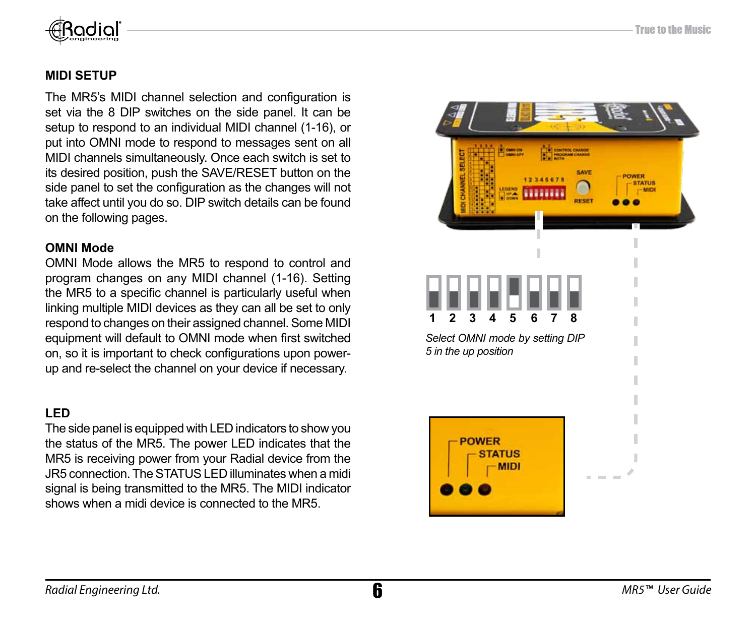## MIDI SETUP

The MR5's MIDI channel selection and configuration is set via the 8 DIP switches on the side panel. It can be setup to respond to an individual MIDI channel (1-16), or put into OMNI mode to respond to messages sent on all MIDI channels simultaneously. Once each switch is set to its desired position, push the SAVE/RESET button on the side panel to set the configuration as the changes will not take affect until you do so. DIP switch details can be found on the following pages.

### OMNI Mode

OMNI Mode allows the MR5 to respond to control and program changes on any MIDI channel (1-16). Setting the MR5 to a specific channel is particularly useful when linking multiple MIDI devices as they can all be set to only respond to changes on their assigned channel. Some MIDI equipment will default to OMNI mode when first switched on, so it is important to check configurations upon power-up and re-select the channel on your device if necessary.

*Select OMNI mode by setting DIP 5 in the up position*

### LED

The side panel is equipped with LED indicators to show you the status of the MR5. The power LED indicates that the MR5 is receiving power from your Radial device from the JR5 connection. The STATUS LED illuminates when a midi signal is being transmitted to the MR5. The MIDI indicator shows when a midi device is connected to the MR5.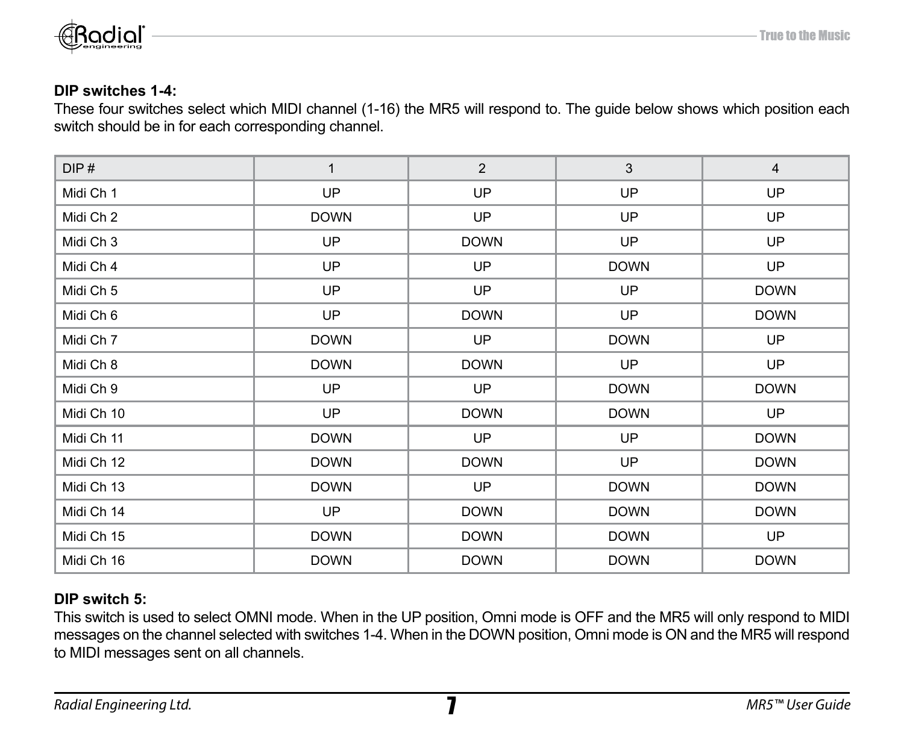**DIP switches 1-4:**

These four switches select which MIDI channel (1-16) the MR5 will respond to. The guide below shows which position each switch should be in for each corresponding channel.

| DIP # | 1 | 2 | 3 | 4 |
|---|---|---|---|---|
| Midi Ch 1 | UP | UP | UP | UP |
| Midi Ch 2 | DOWN | UP | UP | UP |
| Midi Ch 3 | UP | DOWN | UP | UP |
| Midi Ch 4 | UP | UP | DOWN | UP |
| Midi Ch 5 | UP | UP | UP | DOWN |
| Midi Ch 6 | UP | DOWN | UP | DOWN |
| Midi Ch 7 | DOWN | UP | DOWN | UP |
| Midi Ch 8 | DOWN | DOWN | UP | UP |
| Midi Ch 9 | UP | UP | DOWN | DOWN |
| Midi Ch 10 | UP | DOWN | DOWN | UP |
| Midi Ch 11 | DOWN | UP | UP | DOWN |
| Midi Ch 12 | DOWN | DOWN | UP | DOWN |
| Midi Ch 13 | DOWN | UP | DOWN | DOWN |
| Midi Ch 14 | UP | DOWN | DOWN | DOWN |
| Midi Ch 15 | DOWN | DOWN | DOWN | UP |
| Midi Ch 16 | DOWN | DOWN | DOWN | DOWN |

**DIP switch 5:**

This switch is used to select OMNI mode. When in the UP position, Omni mode is OFF and the MR5 will only respond to MIDI messages on the channel selected with switches 1-4. When in the DOWN position, Omni mode is ON and the MR5 will respond to MIDI messages sent on all channels.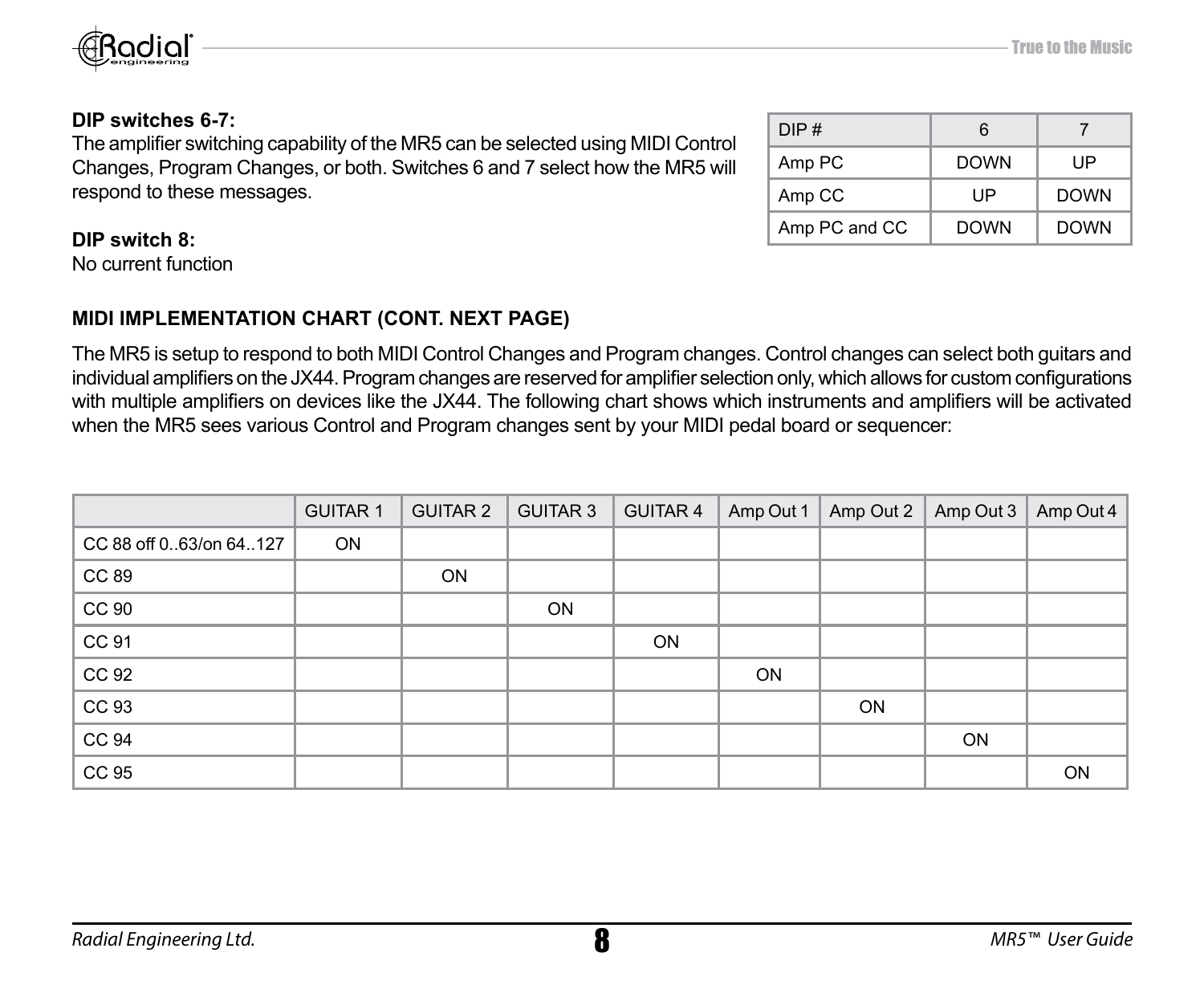**DIP switches 6-7:**
The amplifier switching capability of the MR5 can be selected using MIDI Control Changes, Program Changes, or both. Switches 6 and 7 select how the MR5 will respond to these messages.

| DIP # | 6 | 7 |
|---|---|---|
| Amp PC | DOWN | UP |
| Amp CC | UP | DOWN |
| Amp PC and CC | DOWN | DOWN |

**DIP switch 8:**
No current function

**MIDI IMPLEMENTATION CHART (CONT. NEXT PAGE)**

The MR5 is setup to respond to both MIDI Control Changes and Program changes. Control changes can select both guitars and individual amplifiers on the JX44. Program changes are reserved for amplifier selection only, which allows for custom configurations with multiple amplifiers on devices like the JX44. The following chart shows which instruments and amplifiers will be activated when the MR5 sees various Control and Program changes sent by your MIDI pedal board or sequencer:

| | GUITAR 1 | GUITAR 2 | GUITAR 3 | GUITAR 4 | Amp Out 1 | Amp Out 2 | Amp Out 3 | Amp Out 4 |
|---|---|---|---|---|---|---|---|---|
| CC 88 off 0..63/on 64..127 | ON | | | | | | | |
| CC 89 | | ON | | | | | | |
| CC 90 | | | ON | | | | | |
| CC 91 | | | | ON | | | | |
| CC 92 | | | | | ON | | | |
| CC 93 | | | | | | ON | | |
| CC 94 | | | | | | | ON | |
| CC 95 | | | | | | | | ON |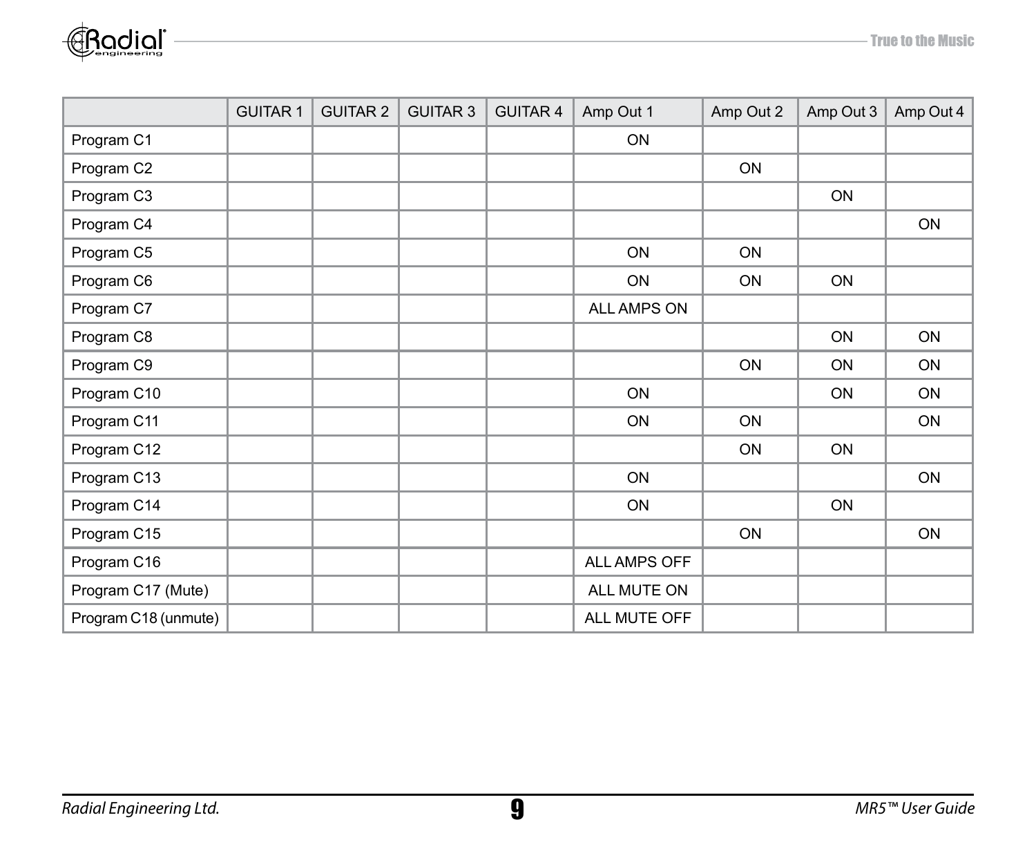| | GUITAR 1 | GUITAR 2 | GUITAR 3 | GUITAR 4 | Amp Out 1 | Amp Out 2 | Amp Out 3 | Amp Out 4 |
|---|---|---|---|---|---|---|---|---|
| Program C1 | | | | | ON | | | |
| Program C2 | | | | | | ON | | |
| Program C3 | | | | | | | ON | |
| Program C4 | | | | | | | | ON |
| Program C5 | | | | | ON | ON | | |
| Program C6 | | | | | ON | ON | ON | |
| Program C7 | | | | | ALL AMPS ON | | | |
| Program C8 | | | | | | | ON | ON |
| Program C9 | | | | | | ON | ON | ON |
| Program C10 | | | | | ON | | ON | ON |
| Program C11 | | | | | ON | ON | | ON |
| Program C12 | | | | | | ON | ON | |
| Program C13 | | | | | ON | | | ON |
| Program C14 | | | | | ON | | ON | |
| Program C15 | | | | | | ON | | ON |
| Program C16 | | | | | ALL AMPS OFF | | | |
| Program C17 (Mute) | | | | | ALL MUTE ON | | | |
| Program C18 (unmute) | | | | | ALL MUTE OFF | | | |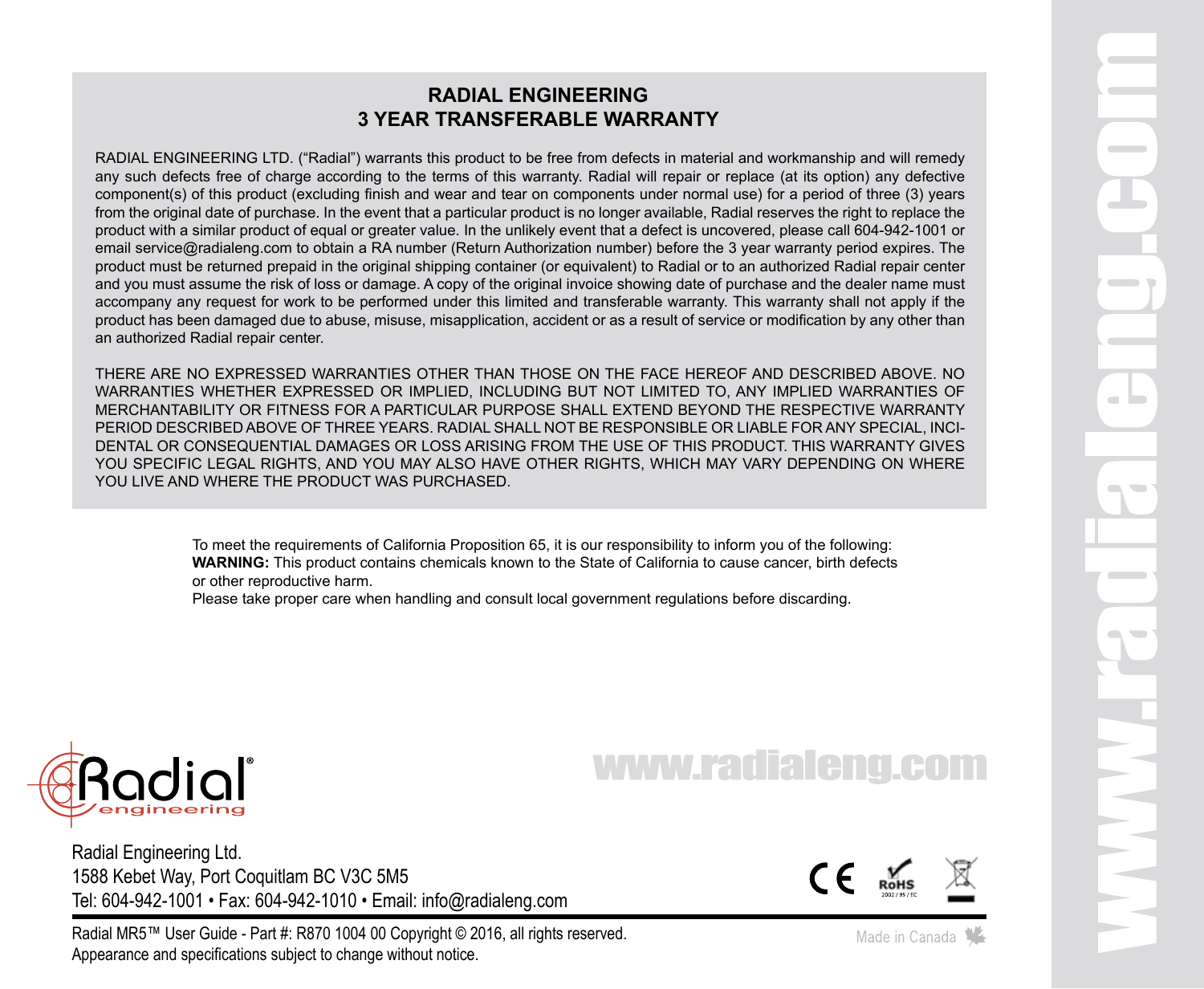## RADIAL ENGINEERING
## 3 YEAR TRANSFERABLE WARRANTY

RADIAL ENGINEERING LTD. ("Radial") warrants this product to be free from defects in material and workmanship and will remedy any such defects free of charge according to the terms of this warranty. Radial will repair or replace (at its option) any defective component(s) of this product (excluding finish and wear and tear on components under normal use) for a period of three (3) years from the original date of purchase. In the event that a particular product is no longer available, Radial reserves the right to replace the product with a similar product of equal or greater value. In the unlikely event that a defect is uncovered, please call 604-942-1001 or email service@radialeng.com to obtain a RA number (Return Authorization number) before the 3 year warranty period expires. The product must be returned prepaid in the original shipping container (or equivalent) to Radial or to an authorized Radial repair center and you must assume the risk of loss or damage. A copy of the original invoice showing date of purchase and the dealer name must accompany any request for work to be performed under this limited and transferable warranty. This warranty shall not apply if the product has been damaged due to abuse, misuse, misapplication, accident or as a result of service or modification by any other than an authorized Radial repair center.

THERE ARE NO EXPRESSED WARRANTIES OTHER THAN THOSE ON THE FACE HEREOF AND DESCRIBED ABOVE. NO WARRANTIES WHETHER EXPRESSED OR IMPLIED, INCLUDING BUT NOT LIMITED TO, ANY IMPLIED WARRANTIES OF MERCHANTABILITY OR FITNESS FOR A PARTICULAR PURPOSE SHALL EXTEND BEYOND THE RESPECTIVE WARRANTY PERIOD DESCRIBED ABOVE OF THREE YEARS. RADIAL SHALL NOT BE RESPONSIBLE OR LIABLE FOR ANY SPECIAL, INCIDENTAL OR CONSEQUENTIAL DAMAGES OR LOSS ARISING FROM THE USE OF THIS PRODUCT. THIS WARRANTY GIVES YOU SPECIFIC LEGAL RIGHTS, AND YOU MAY ALSO HAVE OTHER RIGHTS, WHICH MAY VARY DEPENDING ON WHERE YOU LIVE AND WHERE THE PRODUCT WAS PURCHASED.

To meet the requirements of California Proposition 65, it is our responsibility to inform you of the following:
**WARNING:** This product contains chemicals known to the State of California to cause cancer, birth defects or other reproductive harm.
Please take proper care when handling and consult local government regulations before discarding.

Radial engineering

www.radialeng.com

Radial Engineering Ltd.
1588 Kebet Way, Port Coquitlam BC V3C 5M5
Tel: 604-942-1001 • Fax: 604-942-1010 • Email: info@radialeng.com

CE RoHS 2002 / 95 / EC

Radial MR5™ User Guide - Part #: R870 1004 00 Copyright © 2016, all rights reserved.
Appearance and specifications subject to change without notice.

Made in Canada

www.radialeng.com